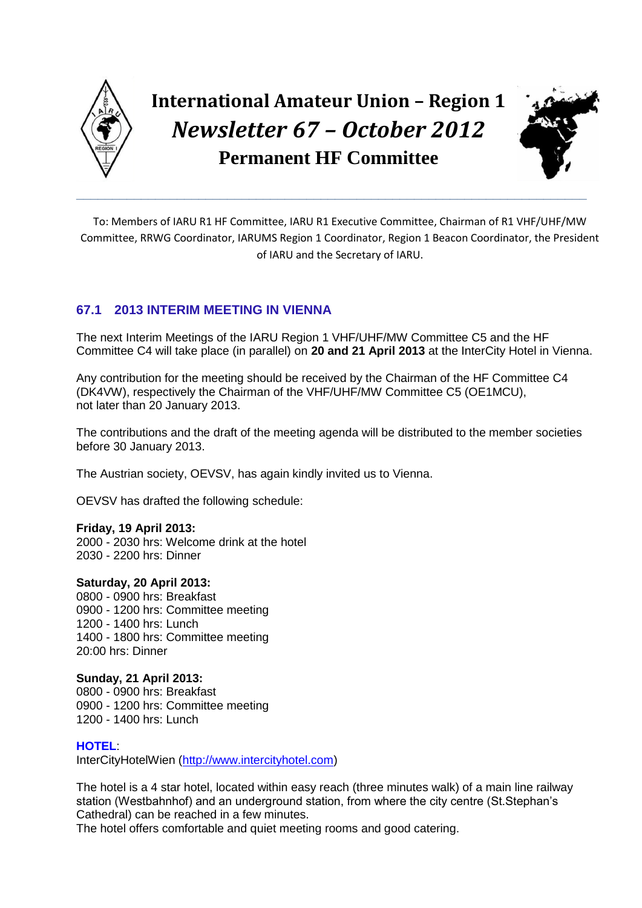# International Amateur Union – Region 1
## *Newsletter 67 – October 2012*
## Permanent HF Committee

---

To: Members of IARU R1 HF Committee, IARU R1 Executive Committee, Chairman of R1 VHF/UHF/MW Committee, RRWG Coordinator, IARUMS Region 1 Coordinator, Region 1 Beacon Coordinator, the President of IARU and the Secretary of IARU.

### 67.1 2013 INTERIM MEETING IN VIENNA

The next Interim Meetings of the IARU Region 1 VHF/UHF/MW Committee C5 and the HF Committee C4 will take place (in parallel) on **20 and 21 April 2013** at the InterCity Hotel in Vienna.

Any contribution for the meeting should be received by the Chairman of the HF Committee C4 (DK4VW), respectively the Chairman of the VHF/UHF/MW Committee C5 (OE1MCU), not later than 20 January 2013.

The contributions and the draft of the meeting agenda will be distributed to the member societies before 30 January 2013.

The Austrian society, OEVSV, has again kindly invited us to Vienna.

OEVSV has drafted the following schedule:

**Friday, 19 April 2013:**
2000 - 2030 hrs: Welcome drink at the hotel
2030 - 2200 hrs: Dinner

**Saturday, 20 April 2013:**
0800 - 0900 hrs: Breakfast
0900 - 1200 hrs: Committee meeting
1200 - 1400 hrs: Lunch
1400 - 1800 hrs: Committee meeting
20:00 hrs: Dinner

**Sunday, 21 April 2013:**
0800 - 0900 hrs: Breakfast
0900 - 1200 hrs: Committee meeting
1200 - 1400 hrs: Lunch

**HOTEL**:
InterCityHotelWien (http://www.intercityhotel.com)

The hotel is a 4 star hotel, located within easy reach (three minutes walk) of a main line railway station (Westbahnhof) and an underground station, from where the city centre (St.Stephan's Cathedral) can be reached in a few minutes.
The hotel offers comfortable and quiet meeting rooms and good catering.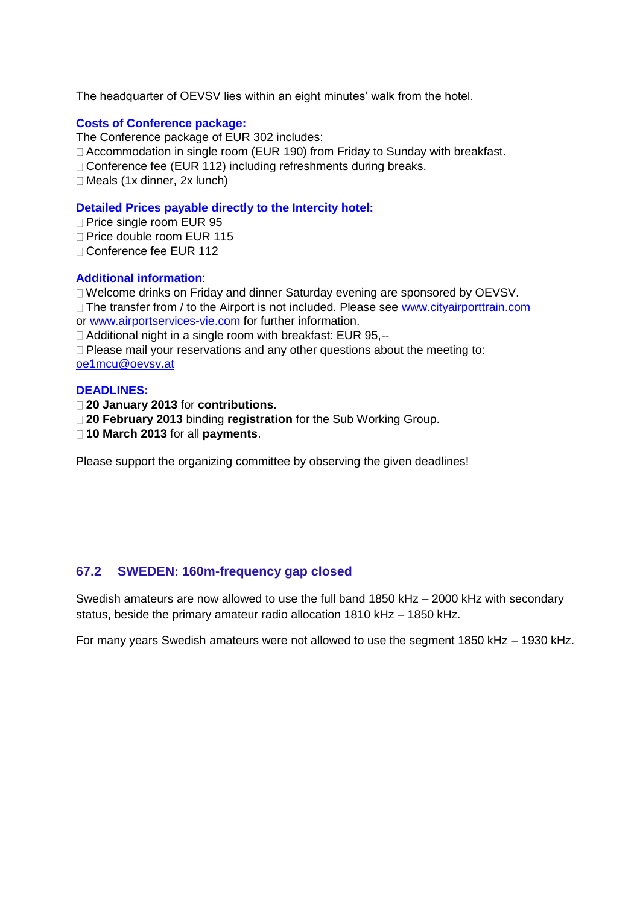The headquarter of OEVSV lies within an eight minutes' walk from the hotel.

**Costs of Conference package:**

The Conference package of EUR 302 includes:

- Accommodation in single room (EUR 190) from Friday to Sunday with breakfast.
- Conference fee (EUR 112) including refreshments during breaks.
- Meals (1x dinner, 2x lunch)

**Detailed Prices payable directly to the Intercity hotel:**

- Price single room EUR 95
- Price double room EUR 115
- Conference fee EUR 112

**Additional information**:

- Welcome drinks on Friday and dinner Saturday evening are sponsored by OEVSV.
- The transfer from / to the Airport is not included. Please see www.cityairporttrain.com or www.airportservices-vie.com for further information.
- Additional night in a single room with breakfast: EUR 95,--
- Please mail your reservations and any other questions about the meeting to: oe1mcu@oevsv.at

**DEADLINES:**

- **20 January 2013** for **contributions**.
- **20 February 2013** binding **registration** for the Sub Working Group.
- **10 March 2013** for all **payments**.

Please support the organizing committee by observing the given deadlines!

## 67.2 SWEDEN: 160m-frequency gap closed

Swedish amateurs are now allowed to use the full band 1850 kHz – 2000 kHz with secondary status, beside the primary amateur radio allocation 1810 kHz – 1850 kHz.

For many years Swedish amateurs were not allowed to use the segment 1850 kHz – 1930 kHz.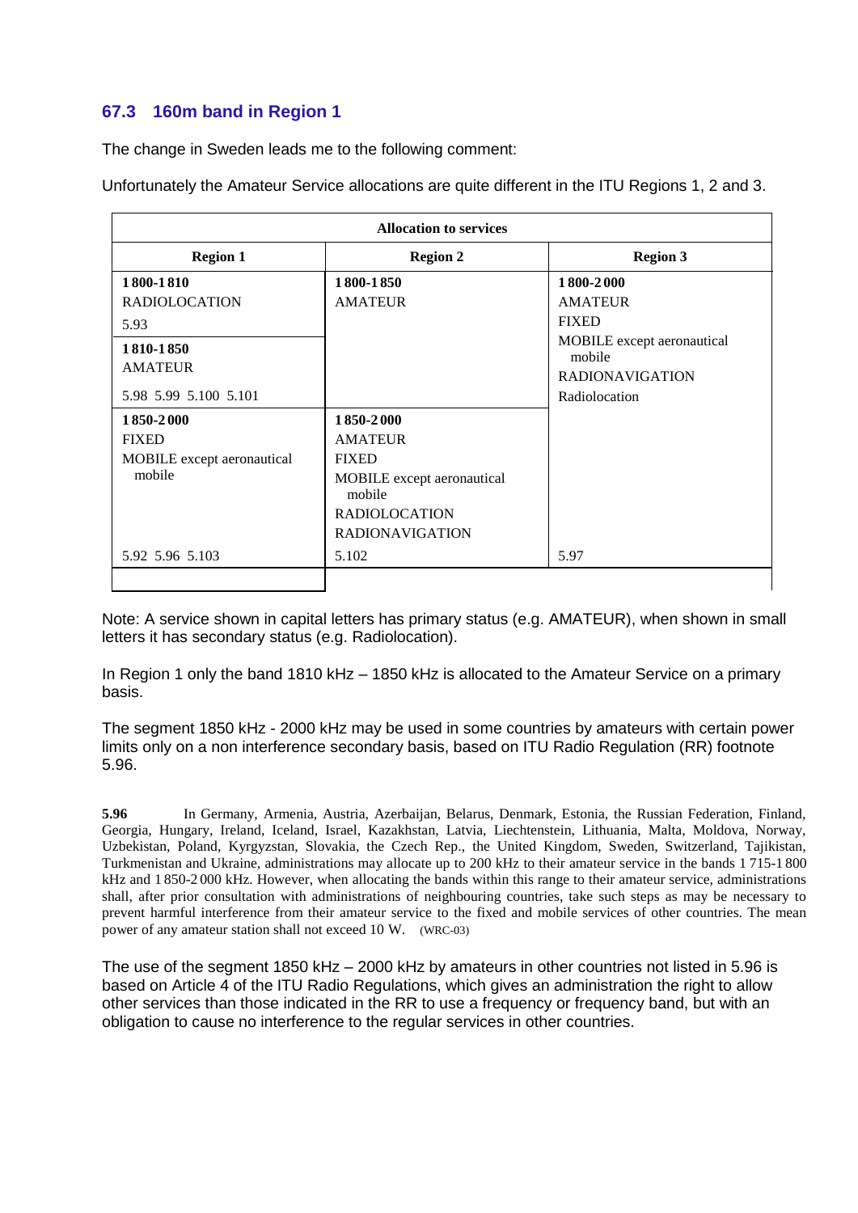### 67.3 160m band in Region 1

The change in Sweden leads me to the following comment:

Unfortunately the Amateur Service allocations are quite different in the ITU Regions 1, 2 and 3.

| Allocation to services | | |
|---|---|---|
| **Region 1** | **Region 2** | **Region 3** |
| **1 800-1 810**<br>RADIOLOCATION<br>5.93 | **1 800-1 850**<br>AMATEUR | **1 800-2 000**<br>AMATEUR<br>FIXED<br>MOBILE except aeronautical mobile<br>RADIONAVIGATION<br>Radiolocation |
| **1 810-1 850**<br>AMATEUR<br>5.98 5.99 5.100 5.101 | | |
| **1 850-2 000**<br>FIXED<br>MOBILE except aeronautical mobile<br>5.92 5.96 5.103 | **1 850-2 000**<br>AMATEUR<br>FIXED<br>MOBILE except aeronautical mobile<br>RADIOLOCATION<br>RADIONAVIGATION<br>5.102 | 5.97 |

Note: A service shown in capital letters has primary status (e.g. AMATEUR), when shown in small letters it has secondary status (e.g. Radiolocation).

In Region 1 only the band 1810 kHz – 1850 kHz is allocated to the Amateur Service on a primary basis.

The segment 1850 kHz - 2000 kHz may be used in some countries by amateurs with certain power limits only on a non interference secondary basis, based on ITU Radio Regulation (RR) footnote 5.96.

**5.96** In Germany, Armenia, Austria, Azerbaijan, Belarus, Denmark, Estonia, the Russian Federation, Finland, Georgia, Hungary, Ireland, Iceland, Israel, Kazakhstan, Latvia, Liechtenstein, Lithuania, Malta, Moldova, Norway, Uzbekistan, Poland, Kyrgyzstan, Slovakia, the Czech Rep., the United Kingdom, Sweden, Switzerland, Tajikistan, Turkmenistan and Ukraine, administrations may allocate up to 200 kHz to their amateur service in the bands 1 715-1 800 kHz and 1 850-2 000 kHz. However, when allocating the bands within this range to their amateur service, administrations shall, after prior consultation with administrations of neighbouring countries, take such steps as may be necessary to prevent harmful interference from their amateur service to the fixed and mobile services of other countries. The mean power of any amateur station shall not exceed 10 W. (WRC-03)

The use of the segment 1850 kHz – 2000 kHz by amateurs in other countries not listed in 5.96 is based on Article 4 of the ITU Radio Regulations, which gives an administration the right to allow other services than those indicated in the RR to use a frequency or frequency band, but with an obligation to cause no interference to the regular services in other countries.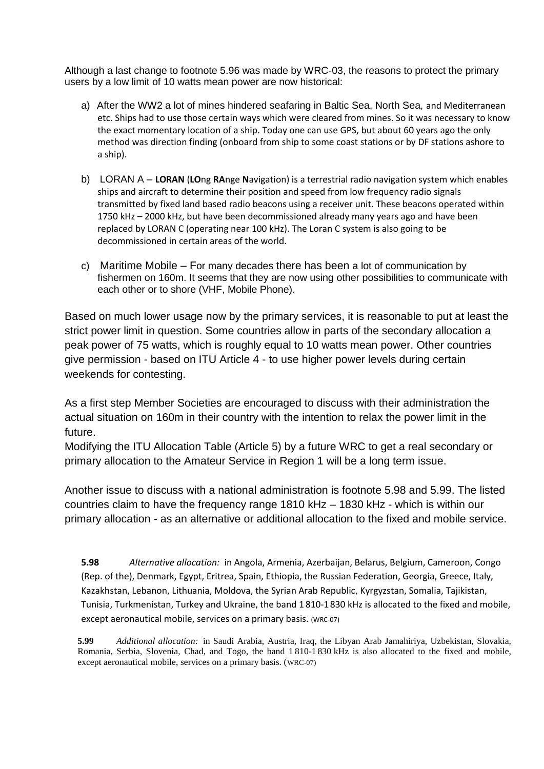Although a last change to footnote 5.96 was made by WRC-03, the reasons to protect the primary users by a low limit of 10 watts mean power are now historical:

a) After the WW2 a lot of mines hindered seafaring in Baltic Sea, North Sea, and Mediterranean etc. Ships had to use those certain ways which were cleared from mines. So it was necessary to know the exact momentary location of a ship. Today one can use GPS, but about 60 years ago the only method was direction finding (onboard from ship to some coast stations or by DF stations ashore to a ship).

b) LORAN A – **LORAN** (**LO**ng **RA**nge **N**avigation) is a terrestrial radio navigation system which enables ships and aircraft to determine their position and speed from low frequency radio signals transmitted by fixed land based radio beacons using a receiver unit. These beacons operated within 1750 kHz – 2000 kHz, but have been decommissioned already many years ago and have been replaced by LORAN C (operating near 100 kHz). The Loran C system is also going to be decommissioned in certain areas of the world.

c) Maritime Mobile – For many decades there has been a lot of communication by fishermen on 160m. It seems that they are now using other possibilities to communicate with each other or to shore (VHF, Mobile Phone).

Based on much lower usage now by the primary services, it is reasonable to put at least the strict power limit in question. Some countries allow in parts of the secondary allocation a peak power of 75 watts, which is roughly equal to 10 watts mean power. Other countries give permission - based on ITU Article 4 - to use higher power levels during certain weekends for contesting.

As a first step Member Societies are encouraged to discuss with their administration the actual situation on 160m in their country with the intention to relax the power limit in the future.
Modifying the ITU Allocation Table (Article 5) by a future WRC to get a real secondary or primary allocation to the Amateur Service in Region 1 will be a long term issue.

Another issue to discuss with a national administration is footnote 5.98 and 5.99. The listed countries claim to have the frequency range 1810 kHz – 1830 kHz - which is within our primary allocation - as an alternative or additional allocation to the fixed and mobile service.

**5.98** *Alternative allocation:* in Angola, Armenia, Azerbaijan, Belarus, Belgium, Cameroon, Congo (Rep. of the), Denmark, Egypt, Eritrea, Spain, Ethiopia, the Russian Federation, Georgia, Greece, Italy, Kazakhstan, Lebanon, Lithuania, Moldova, the Syrian Arab Republic, Kyrgyzstan, Somalia, Tajikistan, Tunisia, Turkmenistan, Turkey and Ukraine, the band 1 810-1 830 kHz is allocated to the fixed and mobile, except aeronautical mobile, services on a primary basis. (WRC-07)

**5.99** *Additional allocation:* in Saudi Arabia, Austria, Iraq, the Libyan Arab Jamahiriya, Uzbekistan, Slovakia, Romania, Serbia, Slovenia, Chad, and Togo, the band 1 810-1 830 kHz is also allocated to the fixed and mobile, except aeronautical mobile, services on a primary basis. (WRC-07)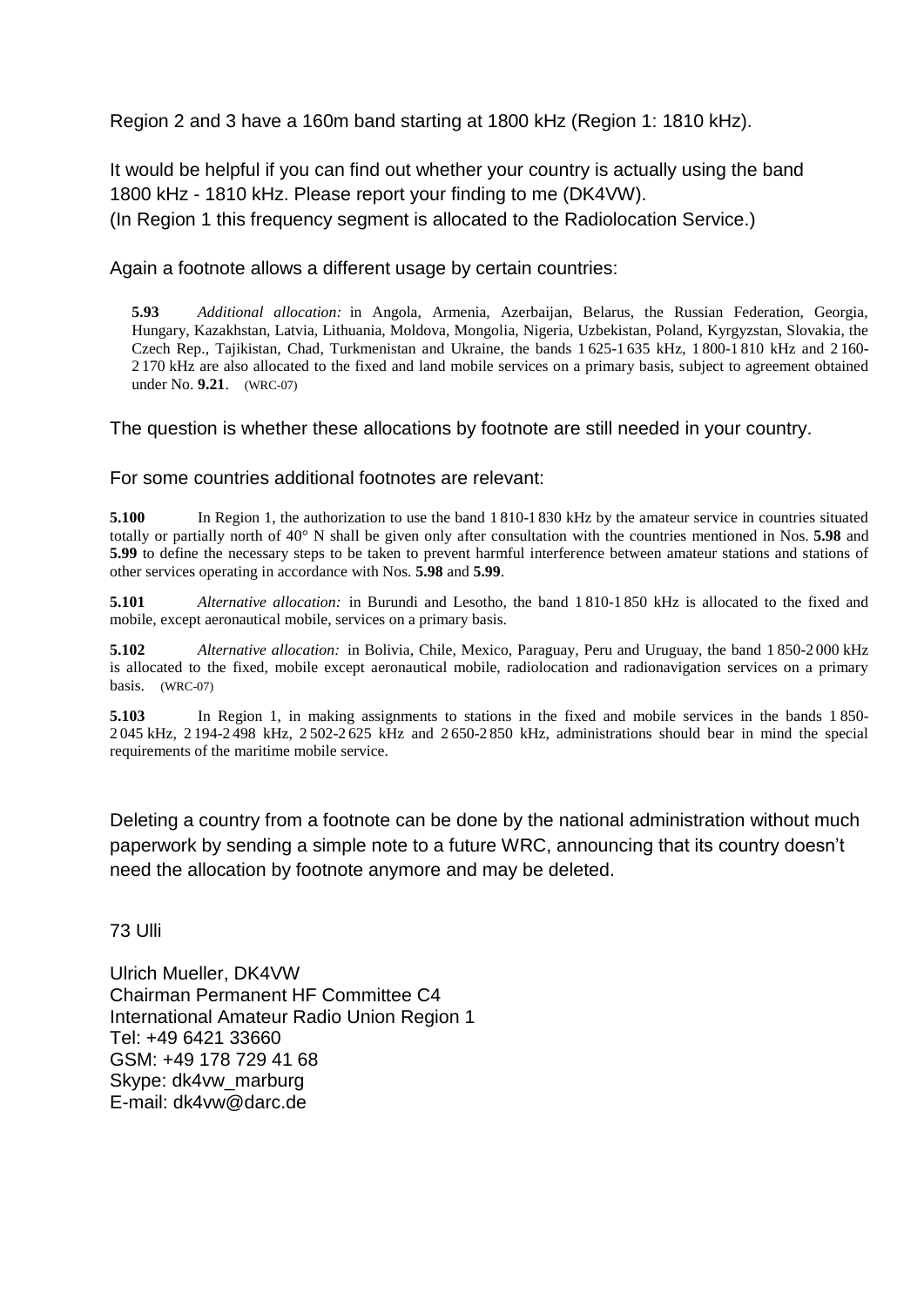Region 2 and 3 have a 160m band starting at 1800 kHz (Region 1: 1810 kHz).

It would be helpful if you can find out whether your country is actually using the band 1800 kHz - 1810 kHz. Please report your finding to me (DK4VW).
(In Region 1 this frequency segment is allocated to the Radiolocation Service.)

Again a footnote allows a different usage by certain countries:

> **5.93** *Additional allocation:* in Angola, Armenia, Azerbaijan, Belarus, the Russian Federation, Georgia, Hungary, Kazakhstan, Latvia, Lithuania, Moldova, Mongolia, Nigeria, Uzbekistan, Poland, Kyrgyzstan, Slovakia, the Czech Rep., Tajikistan, Chad, Turkmenistan and Ukraine, the bands 1 625-1 635 kHz, 1 800-1 810 kHz and 2 160-2 170 kHz are also allocated to the fixed and land mobile services on a primary basis, subject to agreement obtained under No. **9.21**. (WRC-07)

The question is whether these allocations by footnote are still needed in your country.

For some countries additional footnotes are relevant:

**5.100** In Region 1, the authorization to use the band 1 810-1 830 kHz by the amateur service in countries situated totally or partially north of 40° N shall be given only after consultation with the countries mentioned in Nos. **5.98** and **5.99** to define the necessary steps to be taken to prevent harmful interference between amateur stations and stations of other services operating in accordance with Nos. **5.98** and **5.99**.

**5.101** *Alternative allocation:* in Burundi and Lesotho, the band 1 810-1 850 kHz is allocated to the fixed and mobile, except aeronautical mobile, services on a primary basis.

**5.102** *Alternative allocation:* in Bolivia, Chile, Mexico, Paraguay, Peru and Uruguay, the band 1 850-2 000 kHz is allocated to the fixed, mobile except aeronautical mobile, radiolocation and radionavigation services on a primary basis. (WRC-07)

**5.103** In Region 1, in making assignments to stations in the fixed and mobile services in the bands 1 850-2 045 kHz, 2 194-2 498 kHz, 2 502-2 625 kHz and 2 650-2 850 kHz, administrations should bear in mind the special requirements of the maritime mobile service.

Deleting a country from a footnote can be done by the national administration without much paperwork by sending a simple note to a future WRC, announcing that its country doesn't need the allocation by footnote anymore and may be deleted.

73 Ulli

Ulrich Mueller, DK4VW
Chairman Permanent HF Committee C4
International Amateur Radio Union Region 1
Tel: +49 6421 33660
GSM: +49 178 729 41 68
Skype: dk4vw_marburg
E-mail: dk4vw@darc.de